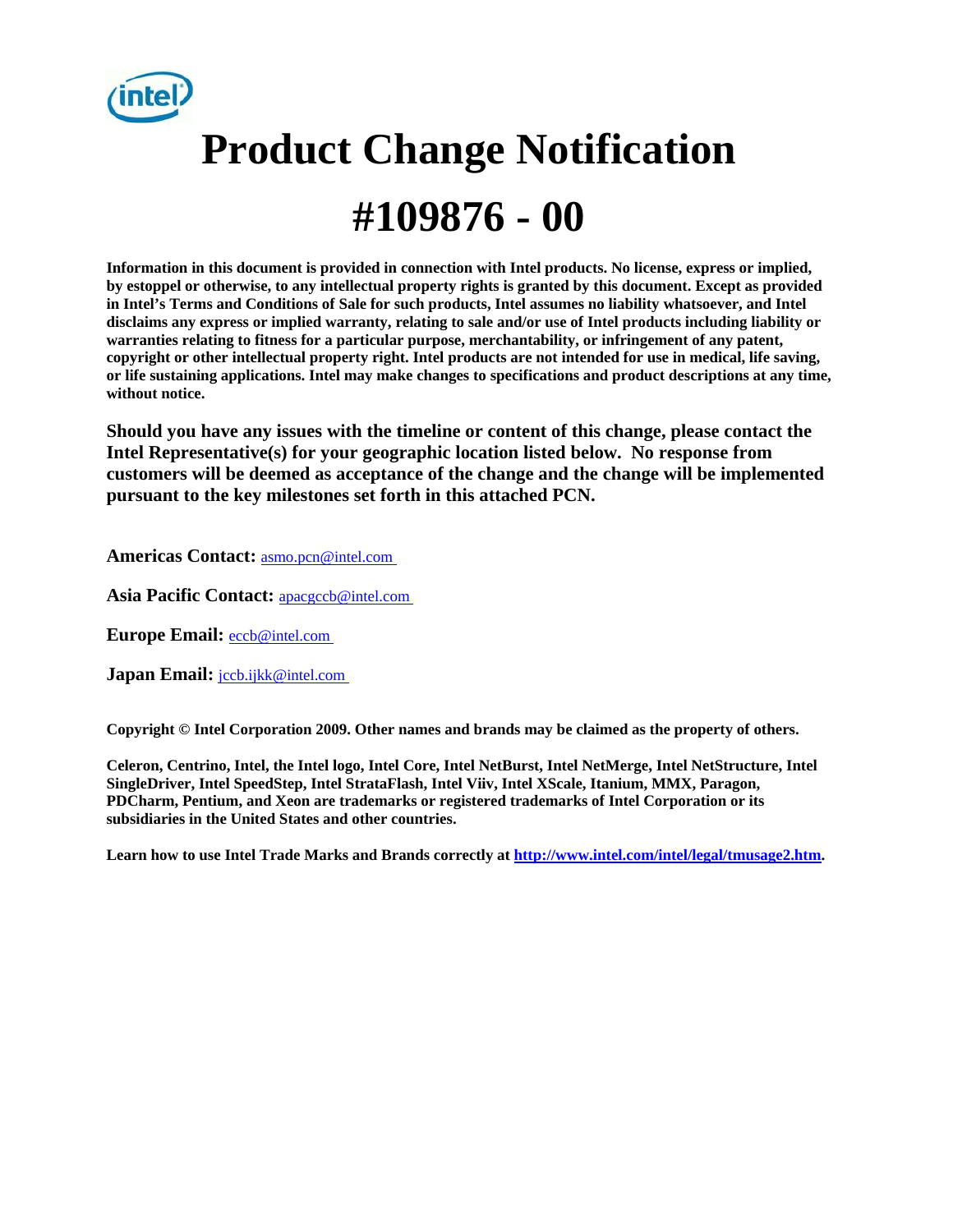# Product Change Notification

# #109876 - 00

**Information in this document is provided in connection with Intel products. No license, express or implied, by estoppel or otherwise, to any intellectual property rights is granted by this document. Except as provided in Intel's Terms and Conditions of Sale for such products, Intel assumes no liability whatsoever, and Intel disclaims any express or implied warranty, relating to sale and/or use of Intel products including liability or warranties relating to fitness for a particular purpose, merchantability, or infringement of any patent, copyright or other intellectual property right. Intel products are not intended for use in medical, life saving, or life sustaining applications. Intel may make changes to specifications and product descriptions at any time, without notice.**

**Should you have any issues with the timeline or content of this change, please contact the Intel Representative(s) for your geographic location listed below. No response from customers will be deemed as acceptance of the change and the change will be implemented pursuant to the key milestones set forth in this attached PCN.**

**Americas Contact:** asmo.pcn@intel.com

**Asia Pacific Contact:** apacgccb@intel.com

**Europe Email:** eccb@intel.com

**Japan Email:** jccb.ijkk@intel.com

**Copyright © Intel Corporation 2009. Other names and brands may be claimed as the property of others.**

**Celeron, Centrino, Intel, the Intel logo, Intel Core, Intel NetBurst, Intel NetMerge, Intel NetStructure, Intel SingleDriver, Intel SpeedStep, Intel StrataFlash, Intel Viiv, Intel XScale, Itanium, MMX, Paragon, PDCharm, Pentium, and Xeon are trademarks or registered trademarks of Intel Corporation or its subsidiaries in the United States and other countries.**

**Learn how to use Intel Trade Marks and Brands correctly at http://www.intel.com/intel/legal/tmusage2.htm.**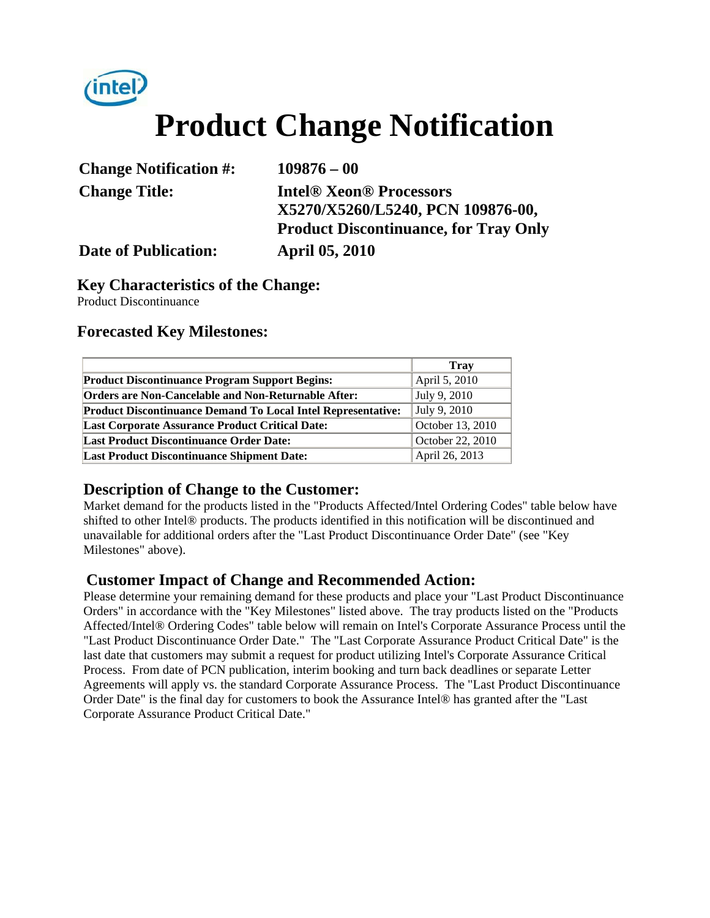# Product Change Notification

**Change Notification #:** 109876 – 00

**Change Title:** Intel® Xeon® Processors X5270/X5260/L5240, PCN 109876-00, Product Discontinuance, for Tray Only

**Date of Publication:** April 05, 2010

## Key Characteristics of the Change:

Product Discontinuance

## Forecasted Key Milestones:

| | Tray |
|---|---|
| **Product Discontinuance Program Support Begins:** | April 5, 2010 |
| **Orders are Non-Cancelable and Non-Returnable After:** | July 9, 2010 |
| **Product Discontinuance Demand To Local Intel Representative:** | July 9, 2010 |
| **Last Corporate Assurance Product Critical Date:** | October 13, 2010 |
| **Last Product Discontinuance Order Date:** | October 22, 2010 |
| **Last Product Discontinuance Shipment Date:** | April 26, 2013 |

## Description of Change to the Customer:

Market demand for the products listed in the "Products Affected/Intel Ordering Codes" table below have shifted to other Intel® products. The products identified in this notification will be discontinued and unavailable for additional orders after the "Last Product Discontinuance Order Date" (see "Key Milestones" above).

## Customer Impact of Change and Recommended Action:

Please determine your remaining demand for these products and place your "Last Product Discontinuance Orders" in accordance with the "Key Milestones" listed above. The tray products listed on the "Products Affected/Intel® Ordering Codes" table below will remain on Intel's Corporate Assurance Process until the "Last Product Discontinuance Order Date." The "Last Corporate Assurance Product Critical Date" is the last date that customers may submit a request for product utilizing Intel's Corporate Assurance Critical Process. From date of PCN publication, interim booking and turn back deadlines or separate Letter Agreements will apply vs. the standard Corporate Assurance Process. The "Last Product Discontinuance Order Date" is the final day for customers to book the Assurance Intel® has granted after the "Last Corporate Assurance Product Critical Date."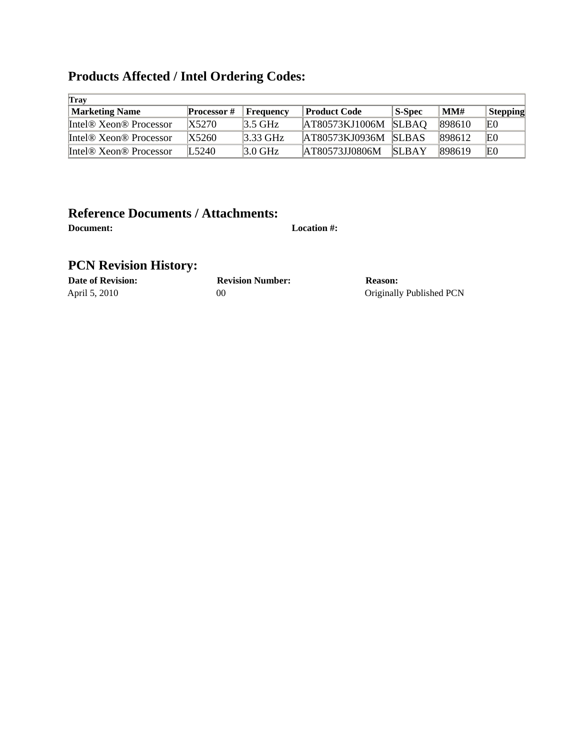## Products Affected / Intel Ordering Codes:

| Tray | | | | | | |
|---|---|---|---|---|---|---|
| **Marketing Name** | **Processor #** | **Frequency** | **Product Code** | **S-Spec** | **MM#** | **Stepping** |
| Intel® Xeon® Processor | X5270 | 3.5 GHz | AT80573KJ1006M | SLBAQ | 898610 | E0 |
| Intel® Xeon® Processor | X5260 | 3.33 GHz | AT80573KJ0936M | SLBAS | 898612 | E0 |
| Intel® Xeon® Processor | L5240 | 3.0 GHz | AT80573JJ0806M | SLBAY | 898619 | E0 |

## Reference Documents / Attachments:

| **Document:** | **Location #:** |
|---|---|

## PCN Revision History:

| **Date of Revision:** | **Revision Number:** | **Reason:** |
|---|---|---|
| April 5, 2010 | 00 | Originally Published PCN |